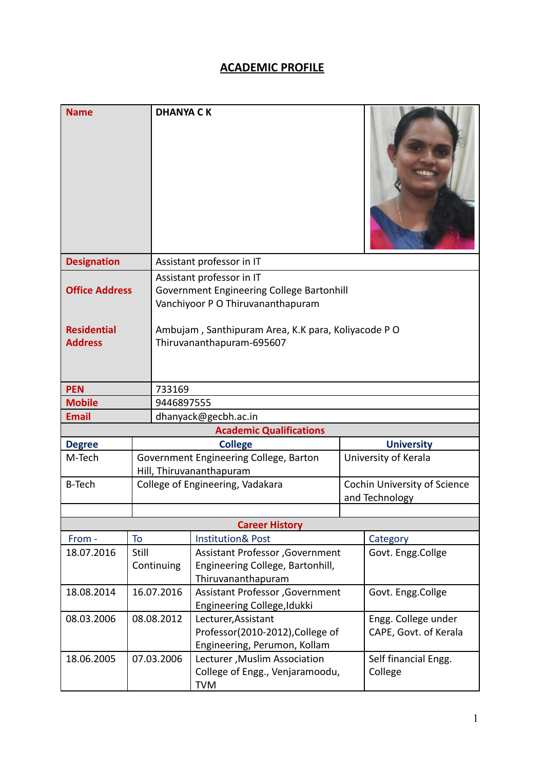# ACADEMIC PROFILE

| | |
|---|---|
| **Name** | **DHANYA C K** |
| **Designation** | Assistant professor in IT |
| **Office Address** | Assistant professor in IT<br>Government Engineering College Bartonhill<br>Vanchiyoor P O Thiruvananthapuram |
| **Residential Address** | Ambujam , Santhipuram Area, K.K para, Koliyacode P O<br>Thiruvananthapuram-695607 |
| **PEN** | 733169 |
| **Mobile** | 9446897555 |
| **Email** | dhanyack@gecbh.ac.in |

## Academic Qualifications

| Degree | College | University |
|---|---|---|
| M-Tech | Government Engineering College, Barton Hill, Thiruvananthapuram | University of Kerala |
| B-Tech | College of Engineering, Vadakara | Cochin University of Science and Technology |
| | | |

## Career History

| From - | To | Institution& Post | Category |
|---|---|---|---|
| 18.07.2016 | Still Continuing | Assistant Professor ,Government Engineering College, Bartonhill, Thiruvananthapuram | Govt. Engg.Collge |
| 18.08.2014 | 16.07.2016 | Assistant Professor ,Government Engineering College,Idukki | Govt. Engg.Collge |
| 08.03.2006 | 08.08.2012 | Lecturer,Assistant Professor(2010-2012),College of Engineering, Perumon, Kollam | Engg. College under CAPE, Govt. of Kerala |
| 18.06.2005 | 07.03.2006 | Lecturer ,Muslim Association College of Engg., Venjaramoodu, TVM | Self financial Engg. College |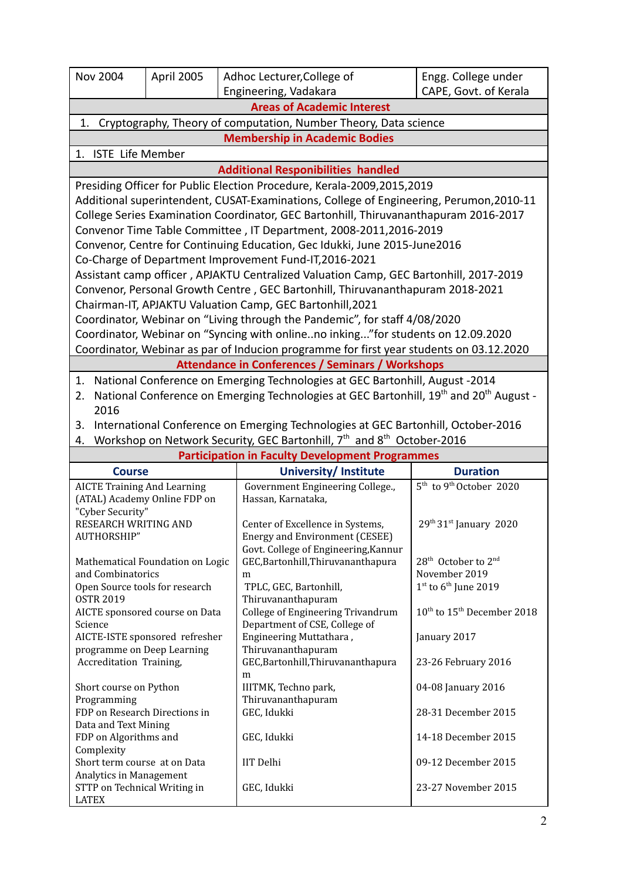| Nov 2004 | April 2005 | Adhoc Lecturer,College of Engineering, Vadakara | Engg. College under CAPE, Govt. of Kerala |
|---|---|---|---|

## Areas of Academic Interest

1. Cryptography, Theory of computation, Number Theory, Data science

## Membership in Academic Bodies

1. ISTE Life Member

## Additional Reponsibilities handled

Presiding Officer for Public Election Procedure, Kerala-2009,2015,2019
Additional superintendent, CUSAT-Examinations, College of Engineering, Perumon,2010-11
College Series Examination Coordinator, GEC Bartonhill, Thiruvananthapuram 2016-2017
Convenor Time Table Committee , IT Department, 2008-2011,2016-2019
Convenor, Centre for Continuing Education, Gec Idukki, June 2015-June2016
Co-Charge of Department Improvement Fund-IT,2016-2021
Assistant camp officer , APJAKTU Centralized Valuation Camp, GEC Bartonhill, 2017-2019
Convenor, Personal Growth Centre , GEC Bartonhill, Thiruvananthapuram 2018-2021
Chairman-IT, APJAKTU Valuation Camp, GEC Bartonhill,2021
Coordinator, Webinar on "Living through the Pandemic", for staff 4/08/2020
Coordinator, Webinar on "Syncing with online..no inking..."for students on 12.09.2020
Coordinator, Webinar as par of Inducion programme for first year students on 03.12.2020

## Attendance in Conferences / Seminars / Workshops

1. National Conference on Emerging Technologies at GEC Bartonhill, August -2014
2. National Conference on Emerging Technologies at GEC Bartonhill, 19th and 20th August -2016
3. International Conference on Emerging Technologies at GEC Bartonhill, October-2016
4. Workshop on Network Security, GEC Bartonhill, 7th and 8th October-2016

## Participation in Faculty Development Programmes

| Course | University/ Institute | Duration |
|---|---|---|
| AICTE Training And Learning (ATAL) Academy Online FDP on "Cyber Security" | Government Engineering College., Hassan, Karnataka, | 5th to 9th October 2020 |
| RESEARCH WRITING AND AUTHORSHIP" | Center of Excellence in Systems, Energy and Environment (CESEE) Govt. College of Engineering,Kannur | 29th 31st January 2020 |
| Mathematical Foundation on Logic and Combinatorics | GEC,Bartonhill,Thiruvananthapuram | 28th October to 2nd November 2019 |
| Open Source tools for research OSTR 2019 | TPLC, GEC, Bartonhill, Thiruvananthapuram | 1st to 6th June 2019 |
| AICTE sponsored course on Data Science | College of Engineering Trivandrum | 10th to 15th December 2018 |
| AICTE-ISTE sponsored refresher programme on Deep Learning | Department of CSE, College of Engineering Muttathara , Thiruvananthapuram | January 2017 |
| Accreditation Training, | GEC,Bartonhill,Thiruvananthapuram | 23-26 February 2016 |
| Short course on Python Programming | IIITMK, Techno park, Thiruvananthapuram | 04-08 January 2016 |
| FDP on Research Directions in Data and Text Mining | GEC, Idukki | 28-31 December 2015 |
| FDP on Algorithms and Complexity | GEC, Idukki | 14-18 December 2015 |
| Short term course at on Data Analytics in Management | IIT Delhi | 09-12 December 2015 |
| STTP on Technical Writing in LATEX | GEC, Idukki | 23-27 November 2015 |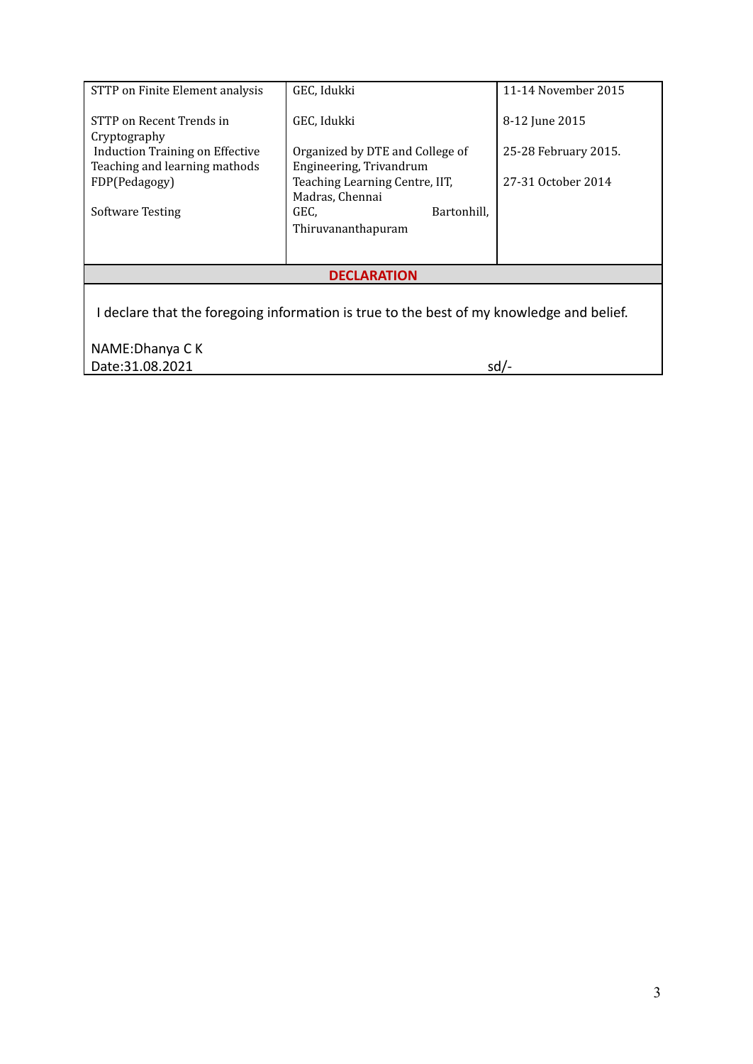| | | |
|---|---|---|
| STTP on Finite Element analysis | GEC, Idukki | 11-14 November 2015 |
| STTP on Recent Trends in Cryptography | GEC, Idukki | 8-12 June 2015 |
| Induction Training on Effective Teaching and learning mathods | Organized by DTE and College of Engineering, Trivandrum | 25-28 February 2015. |
| FDP(Pedagogy) | Teaching Learning Centre, IIT, Madras, Chennai | 27-31 October 2014 |
| Software Testing | GEC, Bartonhill, Thiruvananthapuram | |

## DECLARATION

I declare that the foregoing information is true to the best of my knowledge and belief.

NAME:Dhanya C K

Date:31.08.2021 sd/-